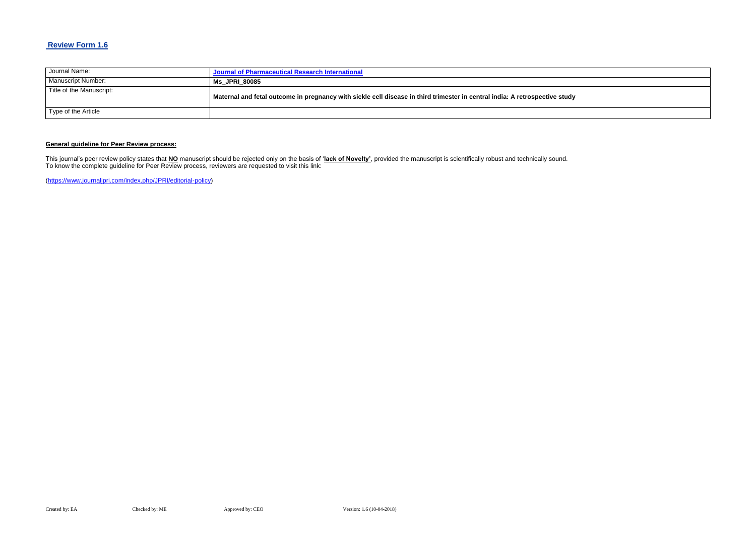## Review Form 1.6

| Journal Name: | **Journal of Pharmaceutical Research International** |
|---|---|
| Manuscript Number: | **Ms_JPRI_80085** |
| Title of the Manuscript: | **Maternal and fetal outcome in pregnancy with sickle cell disease in third trimester in central india: A retrospective study** |
| Type of the Article | |

**General guideline for Peer Review process:**

This journal's peer review policy states that **NO** manuscript should be rejected only on the basis of '**lack of Novelty'**, provided the manuscript is scientifically robust and technically sound.
To know the complete guideline for Peer Review process, reviewers are requested to visit this link:

(https://www.journaljpri.com/index.php/JPRI/editorial-policy)

Created by: EA Checked by: ME Approved by: CEO Version: 1.6 (10-04-2018)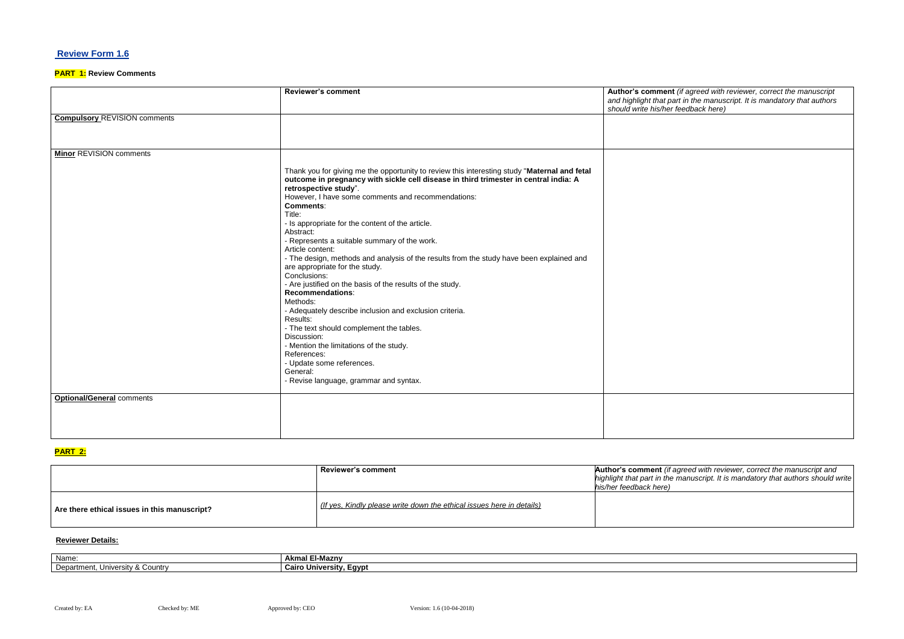## Review Form 1.6

**PART 1:** Review Comments

| | Reviewer's comment | **Author's comment** *(if agreed with reviewer, correct the manuscript and highlight that part in the manuscript. It is mandatory that authors should write his/her feedback here)* |
|---|---|---|
| **Compulsory** REVISION comments | | |
| **Minor** REVISION comments | Thank you for giving me the opportunity to review this interesting study "**Maternal and fetal outcome in pregnancy with sickle cell disease in third trimester in central india: A retrospective study**".<br>However, I have some comments and recommendations:<br>**Comments**:<br>Title:<br>- Is appropriate for the content of the article.<br>Abstract:<br>- Represents a suitable summary of the work.<br>Article content:<br>- The design, methods and analysis of the results from the study have been explained and are appropriate for the study.<br>Conclusions:<br>- Are justified on the basis of the results of the study.<br>**Recommendations**:<br>Methods:<br>- Adequately describe inclusion and exclusion criteria.<br>Results:<br>- The text should complement the tables.<br>Discussion:<br>- Mention the limitations of the study.<br>References:<br>- Update some references.<br>General:<br>- Revise language, grammar and syntax. | |
| **Optional/General** comments | | |

**PART 2:**

| | Reviewer's comment | **Author's comment** *(if agreed with reviewer, correct the manuscript and highlight that part in the manuscript. It is mandatory that authors should write his/her feedback here)* |
|---|---|---|
| **Are there ethical issues in this manuscript?** | *(If yes, Kindly please write down the ethical issues here in details)* | |

**Reviewer Details:**

| | |
|---|---|
| Name: | **Akmal El-Mazny** |
| Department, University & Country | **Cairo University, Egypt** |

Created by: EA Checked by: ME Approved by: CEO Version: 1.6 (10-04-2018)